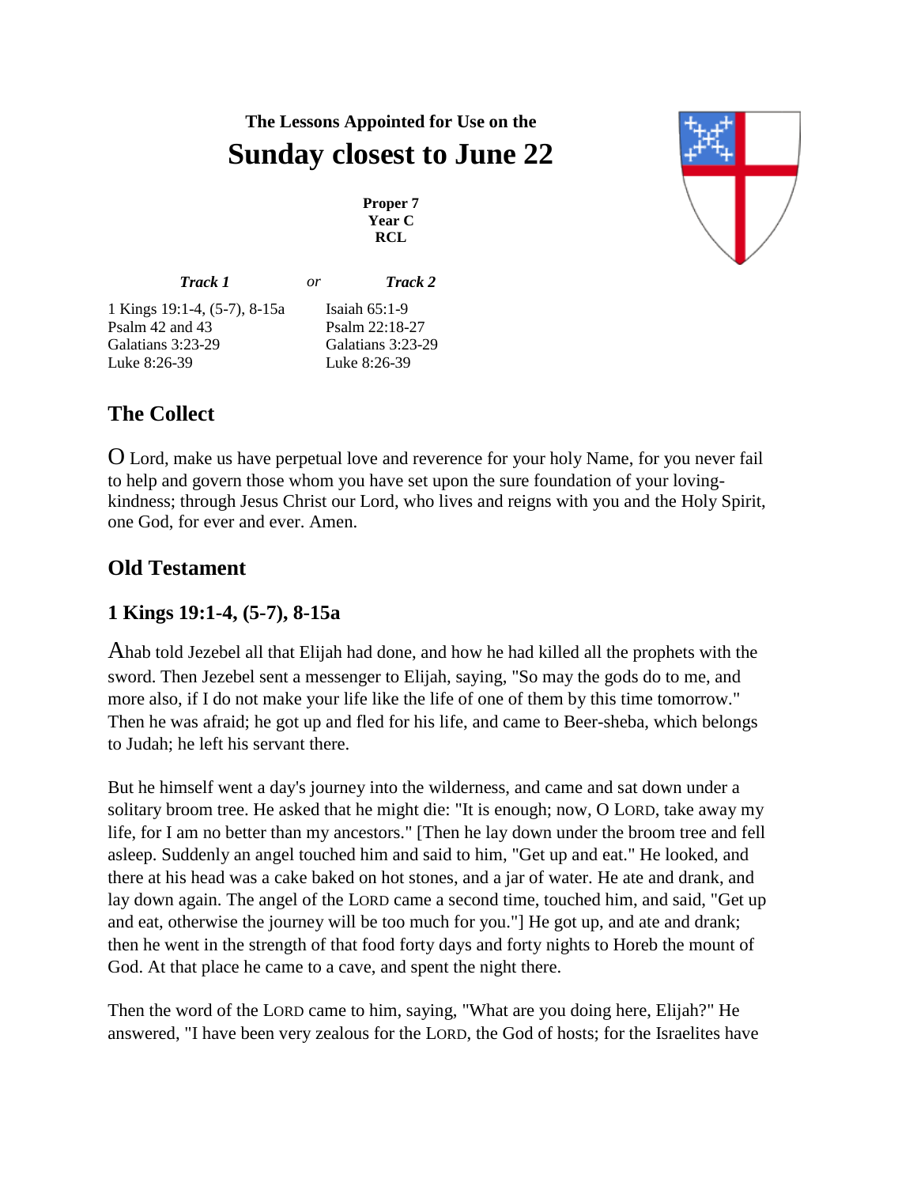### The Lessons Appointed for Use on the

# Sunday closest to June 22

**Proper 7**
**Year C**
**RCL**

| ***Track 1*** | *or* | ***Track 2*** |
|---|---|---|
| 1 Kings 19:1-4, (5-7), 8-15a | | Isaiah 65:1-9 |
| Psalm 42 and 43 | | Psalm 22:18-27 |
| Galatians 3:23-29 | | Galatians 3:23-29 |
| Luke 8:26-39 | | Luke 8:26-39 |

## The Collect

O Lord, make us have perpetual love and reverence for your holy Name, for you never fail to help and govern those whom you have set upon the sure foundation of your loving-kindness; through Jesus Christ our Lord, who lives and reigns with you and the Holy Spirit, one God, for ever and ever. Amen.

## Old Testament

### 1 Kings 19:1-4, (5-7), 8-15a

Ahab told Jezebel all that Elijah had done, and how he had killed all the prophets with the sword. Then Jezebel sent a messenger to Elijah, saying, "So may the gods do to me, and more also, if I do not make your life like the life of one of them by this time tomorrow." Then he was afraid; he got up and fled for his life, and came to Beer-sheba, which belongs to Judah; he left his servant there.

But he himself went a day's journey into the wilderness, and came and sat down under a solitary broom tree. He asked that he might die: "It is enough; now, O LORD, take away my life, for I am no better than my ancestors." [Then he lay down under the broom tree and fell asleep. Suddenly an angel touched him and said to him, "Get up and eat." He looked, and there at his head was a cake baked on hot stones, and a jar of water. He ate and drank, and lay down again. The angel of the LORD came a second time, touched him, and said, "Get up and eat, otherwise the journey will be too much for you."] He got up, and ate and drank; then he went in the strength of that food forty days and forty nights to Horeb the mount of God. At that place he came to a cave, and spent the night there.

Then the word of the LORD came to him, saying, "What are you doing here, Elijah?" He answered, "I have been very zealous for the LORD, the God of hosts; for the Israelites have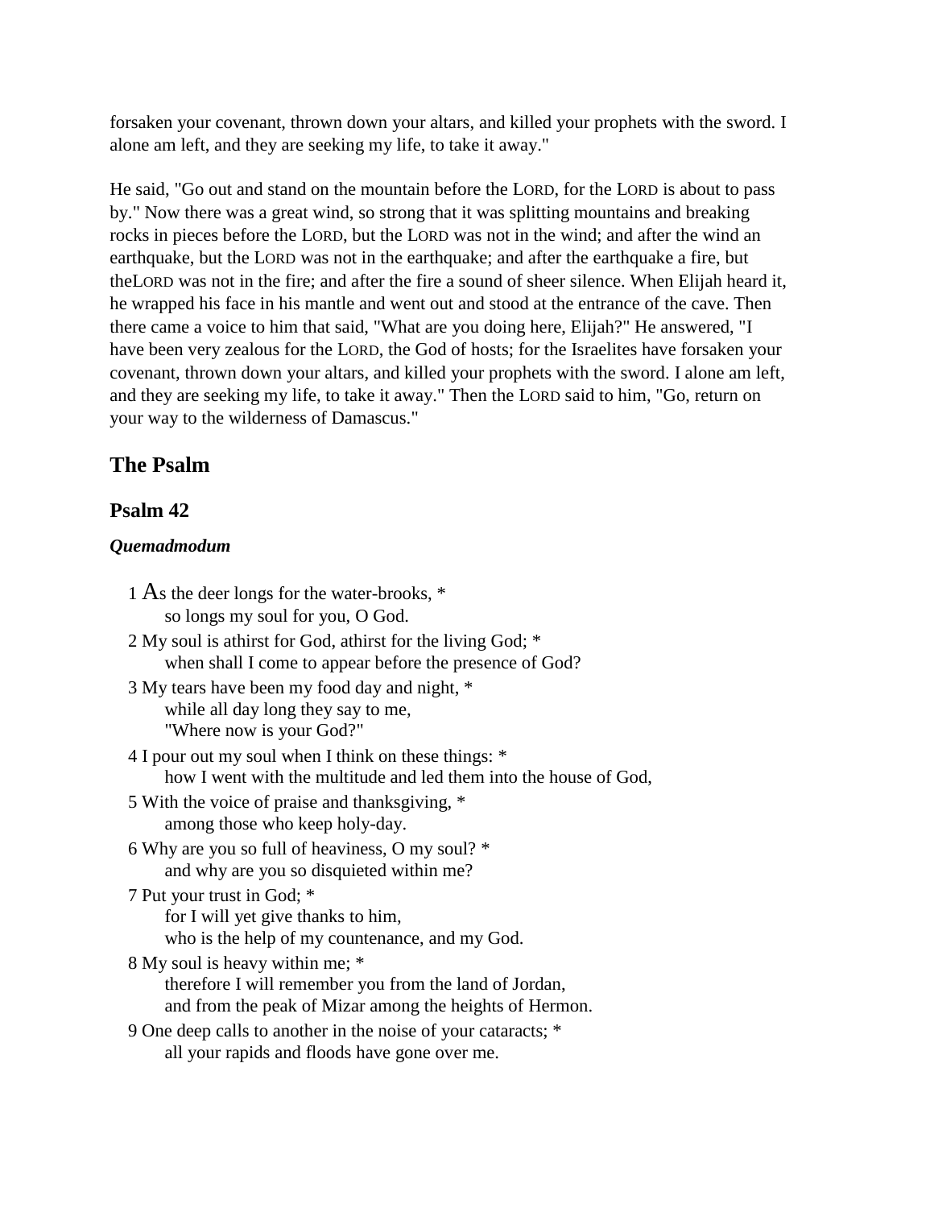forsaken your covenant, thrown down your altars, and killed your prophets with the sword. I alone am left, and they are seeking my life, to take it away."

He said, "Go out and stand on the mountain before the LORD, for the LORD is about to pass by." Now there was a great wind, so strong that it was splitting mountains and breaking rocks in pieces before the LORD, but the LORD was not in the wind; and after the wind an earthquake, but the LORD was not in the earthquake; and after the earthquake a fire, but theLORD was not in the fire; and after the fire a sound of sheer silence. When Elijah heard it, he wrapped his face in his mantle and went out and stood at the entrance of the cave. Then there came a voice to him that said, "What are you doing here, Elijah?" He answered, "I have been very zealous for the LORD, the God of hosts; for the Israelites have forsaken your covenant, thrown down your altars, and killed your prophets with the sword. I alone am left, and they are seeking my life, to take it away." Then the LORD said to him, "Go, return on your way to the wilderness of Damascus."

## The Psalm

### Psalm 42

***Quemadmodum***

1 As the deer longs for the water-brooks, *
so longs my soul for you, O God.

2 My soul is athirst for God, athirst for the living God; *
when shall I come to appear before the presence of God?

3 My tears have been my food day and night, *
while all day long they say to me,
"Where now is your God?"

4 I pour out my soul when I think on these things: *
how I went with the multitude and led them into the house of God,

5 With the voice of praise and thanksgiving, *
among those who keep holy-day.

6 Why are you so full of heaviness, O my soul? *
and why are you so disquieted within me?

7 Put your trust in God; *
for I will yet give thanks to him,
who is the help of my countenance, and my God.

8 My soul is heavy within me; *
therefore I will remember you from the land of Jordan,
and from the peak of Mizar among the heights of Hermon.

9 One deep calls to another in the noise of your cataracts; *
all your rapids and floods have gone over me.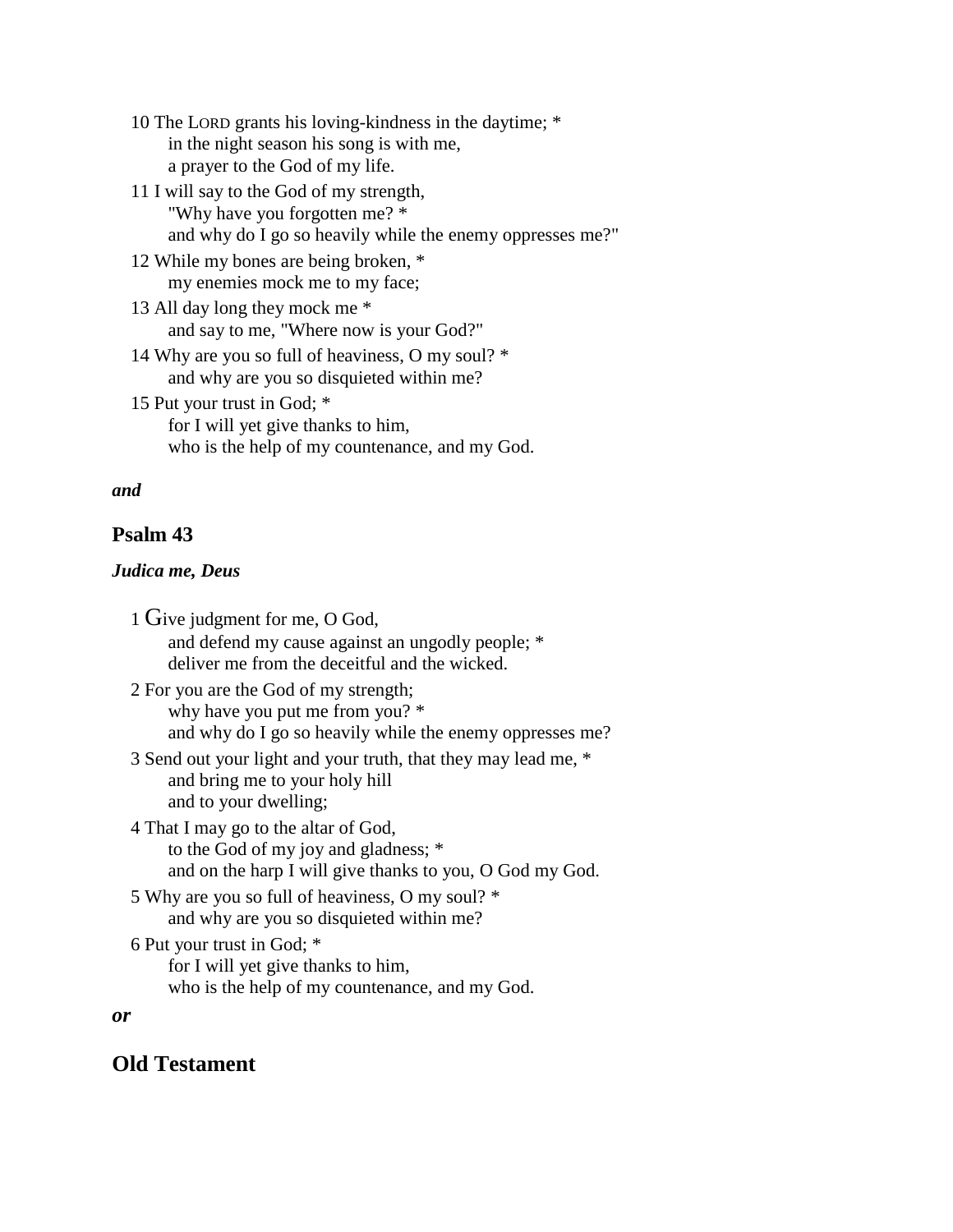10 The LORD grants his loving-kindness in the daytime; *
in the night season his song is with me,
a prayer to the God of my life.

11 I will say to the God of my strength,
"Why have you forgotten me? *
and why do I go so heavily while the enemy oppresses me?"

12 While my bones are being broken, *
my enemies mock me to my face;

13 All day long they mock me *
and say to me, "Where now is your God?"

14 Why are you so full of heaviness, O my soul? *
and why are you so disquieted within me?

15 Put your trust in God; *
for I will yet give thanks to him,
who is the help of my countenance, and my God.

***and***

## Psalm 43

***Judica me, Deus***

1 Give judgment for me, O God,
and defend my cause against an ungodly people; *
deliver me from the deceitful and the wicked.

2 For you are the God of my strength;
why have you put me from you? *
and why do I go so heavily while the enemy oppresses me?

3 Send out your light and your truth, that they may lead me, *
and bring me to your holy hill
and to your dwelling;

4 That I may go to the altar of God,
to the God of my joy and gladness; *
and on the harp I will give thanks to you, O God my God.

5 Why are you so full of heaviness, O my soul? *
and why are you so disquieted within me?

6 Put your trust in God; *
for I will yet give thanks to him,
who is the help of my countenance, and my God.

***or***

## Old Testament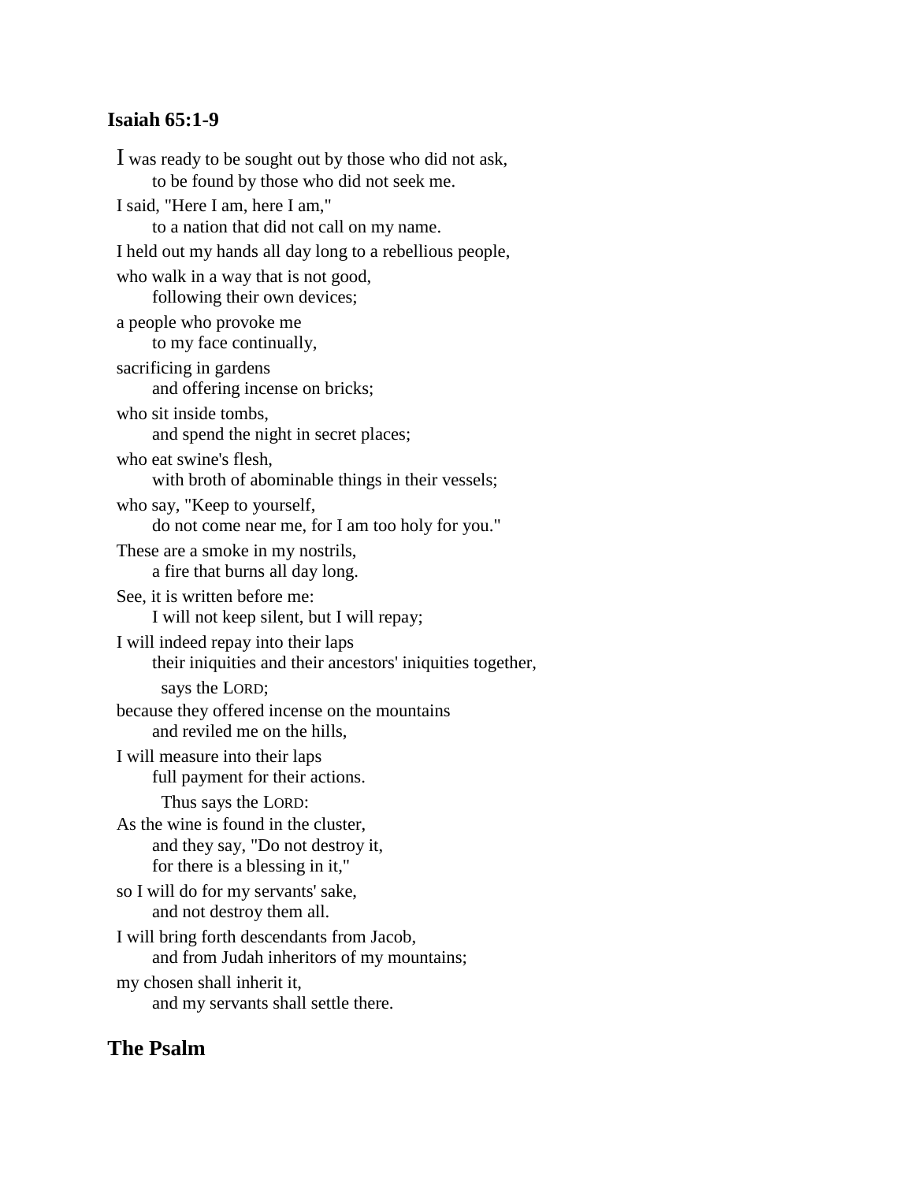### Isaiah 65:1-9

I was ready to be sought out by those who did not ask,
    to be found by those who did not seek me.
I said, "Here I am, here I am,"
    to a nation that did not call on my name.
I held out my hands all day long to a rebellious people,
who walk in a way that is not good,
    following their own devices;
a people who provoke me
    to my face continually,
sacrificing in gardens
    and offering incense on bricks;
who sit inside tombs,
    and spend the night in secret places;
who eat swine's flesh,
    with broth of abominable things in their vessels;
who say, "Keep to yourself,
    do not come near me, for I am too holy for you."
These are a smoke in my nostrils,
    a fire that burns all day long.
See, it is written before me:
    I will not keep silent, but I will repay;
I will indeed repay into their laps
    their iniquities and their ancestors' iniquities together,
      says the LORD;
because they offered incense on the mountains
    and reviled me on the hills,
I will measure into their laps
    full payment for their actions.
      Thus says the LORD:
As the wine is found in the cluster,
    and they say, "Do not destroy it,
    for there is a blessing in it,"
so I will do for my servants' sake,
    and not destroy them all.
I will bring forth descendants from Jacob,
    and from Judah inheritors of my mountains;
my chosen shall inherit it,
    and my servants shall settle there.

## The Psalm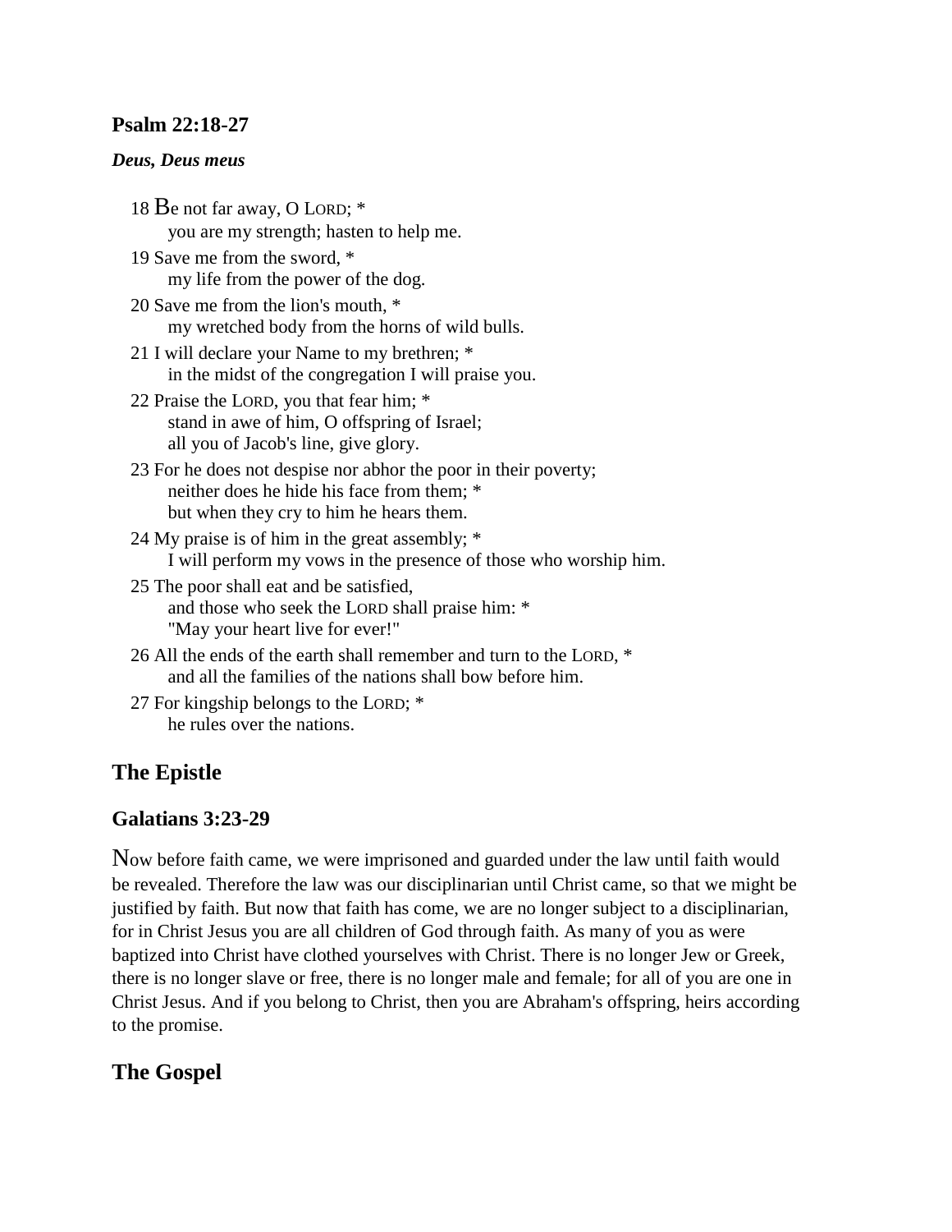### Psalm 22:18-27

***Deus, Deus meus***

18 Be not far away, O LORD; *
  you are my strength; hasten to help me.

19 Save me from the sword, *
  my life from the power of the dog.

20 Save me from the lion's mouth, *
  my wretched body from the horns of wild bulls.

21 I will declare your Name to my brethren; *
  in the midst of the congregation I will praise you.

22 Praise the LORD, you that fear him; *
  stand in awe of him, O offspring of Israel;
  all you of Jacob's line, give glory.

23 For he does not despise nor abhor the poor in their poverty;
  neither does he hide his face from them; *
  but when they cry to him he hears them.

24 My praise is of him in the great assembly; *
  I will perform my vows in the presence of those who worship him.

25 The poor shall eat and be satisfied,
  and those who seek the LORD shall praise him: *
  "May your heart live for ever!"

26 All the ends of the earth shall remember and turn to the LORD, *
  and all the families of the nations shall bow before him.

27 For kingship belongs to the LORD; *
  he rules over the nations.

## The Epistle

### Galatians 3:23-29

Now before faith came, we were imprisoned and guarded under the law until faith would be revealed. Therefore the law was our disciplinarian until Christ came, so that we might be justified by faith. But now that faith has come, we are no longer subject to a disciplinarian, for in Christ Jesus you are all children of God through faith. As many of you as were baptized into Christ have clothed yourselves with Christ. There is no longer Jew or Greek, there is no longer slave or free, there is no longer male and female; for all of you are one in Christ Jesus. And if you belong to Christ, then you are Abraham's offspring, heirs according to the promise.

## The Gospel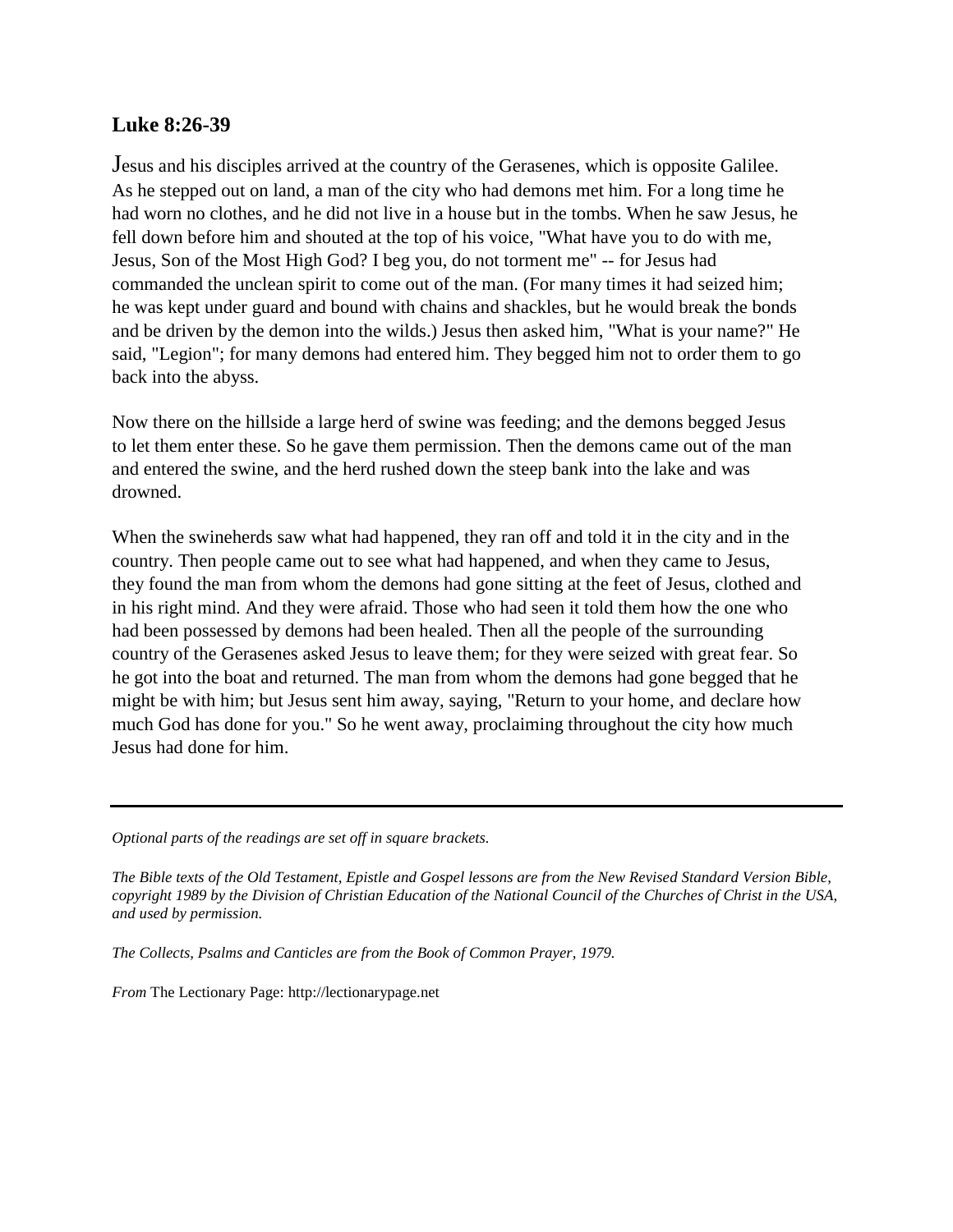## Luke 8:26-39

Jesus and his disciples arrived at the country of the Gerasenes, which is opposite Galilee. As he stepped out on land, a man of the city who had demons met him. For a long time he had worn no clothes, and he did not live in a house but in the tombs. When he saw Jesus, he fell down before him and shouted at the top of his voice, "What have you to do with me, Jesus, Son of the Most High God? I beg you, do not torment me" -- for Jesus had commanded the unclean spirit to come out of the man. (For many times it had seized him; he was kept under guard and bound with chains and shackles, but he would break the bonds and be driven by the demon into the wilds.) Jesus then asked him, "What is your name?" He said, "Legion"; for many demons had entered him. They begged him not to order them to go back into the abyss.

Now there on the hillside a large herd of swine was feeding; and the demons begged Jesus to let them enter these. So he gave them permission. Then the demons came out of the man and entered the swine, and the herd rushed down the steep bank into the lake and was drowned.

When the swineherds saw what had happened, they ran off and told it in the city and in the country. Then people came out to see what had happened, and when they came to Jesus, they found the man from whom the demons had gone sitting at the feet of Jesus, clothed and in his right mind. And they were afraid. Those who had seen it told them how the one who had been possessed by demons had been healed. Then all the people of the surrounding country of the Gerasenes asked Jesus to leave them; for they were seized with great fear. So he got into the boat and returned. The man from whom the demons had gone begged that he might be with him; but Jesus sent him away, saying, "Return to your home, and declare how much God has done for you." So he went away, proclaiming throughout the city how much Jesus had done for him.

---

*Optional parts of the readings are set off in square brackets.*

*The Bible texts of the Old Testament, Epistle and Gospel lessons are from the New Revised Standard Version Bible, copyright 1989 by the Division of Christian Education of the National Council of the Churches of Christ in the USA, and used by permission.*

*The Collects, Psalms and Canticles are from the Book of Common Prayer, 1979.*

*From* The Lectionary Page: http://lectionarypage.net